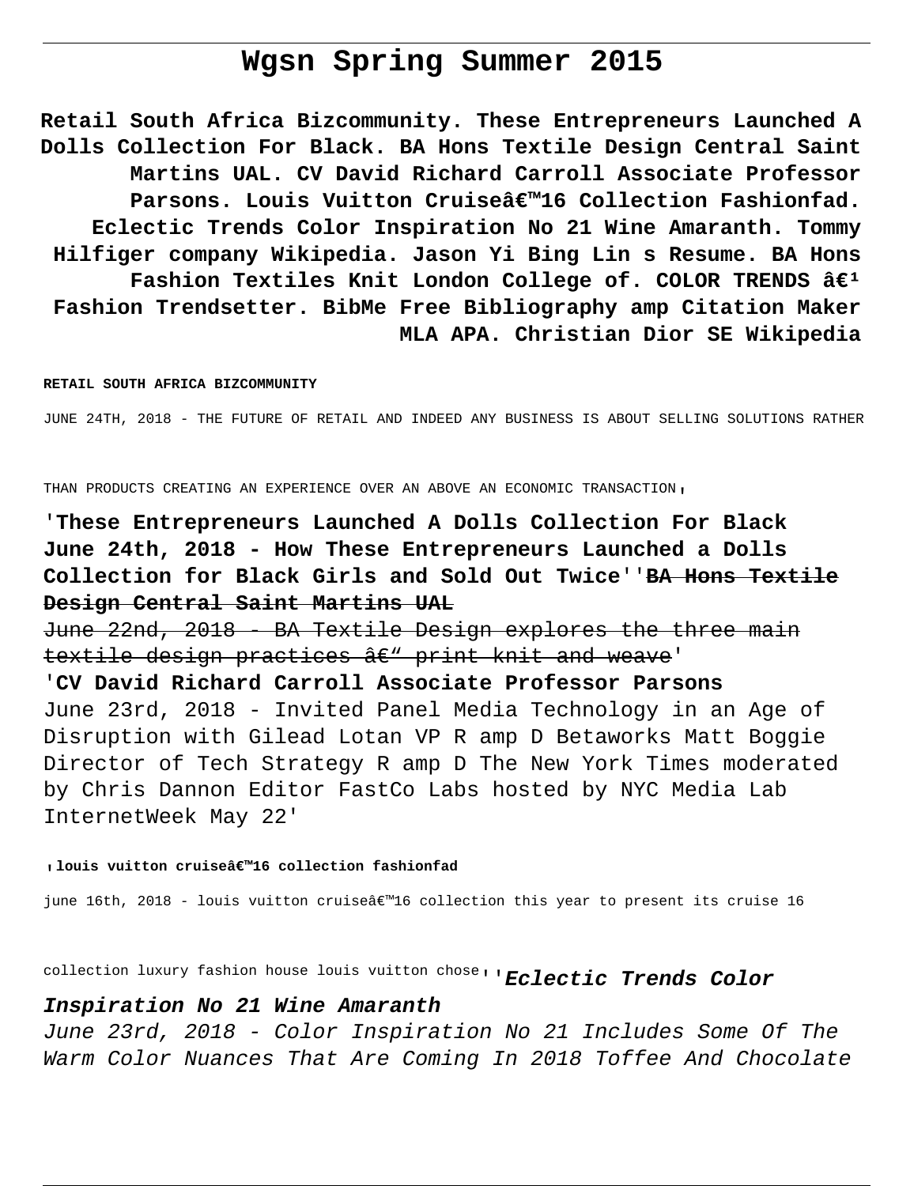# Wgsn Spring Summer 2015

**Retail South Africa Bizcommunity. These Entrepreneurs Launched A Dolls Collection For Black. BA Hons Textile Design Central Saint Martins UAL. CV David Richard Carroll Associate Professor Parsons. Louis Vuitton Cruiseâ€™16 Collection Fashionfad. Eclectic Trends Color Inspiration No 21 Wine Amaranth. Tommy Hilfiger company Wikipedia. Jason Yi Bing Lin s Resume. BA Hons Fashion Textiles Knit London College of. COLOR TRENDS â€¹ Fashion Trendsetter. BibMe Free Bibliography amp Citation Maker MLA APA. Christian Dior SE Wikipedia**

**RETAIL SOUTH AFRICA BIZCOMMUNITY**

JUNE 24TH, 2018 - THE FUTURE OF RETAIL AND INDEED ANY BUSINESS IS ABOUT SELLING SOLUTIONS RATHER THAN PRODUCTS CREATING AN EXPERIENCE OVER AN ABOVE AN ECONOMIC TRANSACTION'

'**These Entrepreneurs Launched A Dolls Collection For Black**
**June 24th, 2018 - How These Entrepreneurs Launched a Dolls Collection for Black Girls and Sold Out Twice**''~~**BA Hons Textile Design Central Saint Martins UAL**~~

~~June 22nd, 2018 - BA Textile Design explores the three main textile design practices â€" print knit and weave~~'

'**CV David Richard Carroll Associate Professor Parsons**
June 23rd, 2018 - Invited Panel Media Technology in an Age of Disruption with Gilead Lotan VP R amp D Betaworks Matt Boggie Director of Tech Strategy R amp D The New York Times moderated by Chris Dannon Editor FastCo Labs hosted by NYC Media Lab InternetWeek May 22'

'**louis vuitton cruiseâ€™16 collection fashionfad**

june 16th, 2018 - louis vuitton cruiseâ€™16 collection this year to present its cruise 16 collection luxury fashion house louis vuitton chose''***Eclectic Trends Color Inspiration No 21 Wine Amaranth***

*June 23rd, 2018 - Color Inspiration No 21 Includes Some Of The Warm Color Nuances That Are Coming In 2018 Toffee And Chocolate*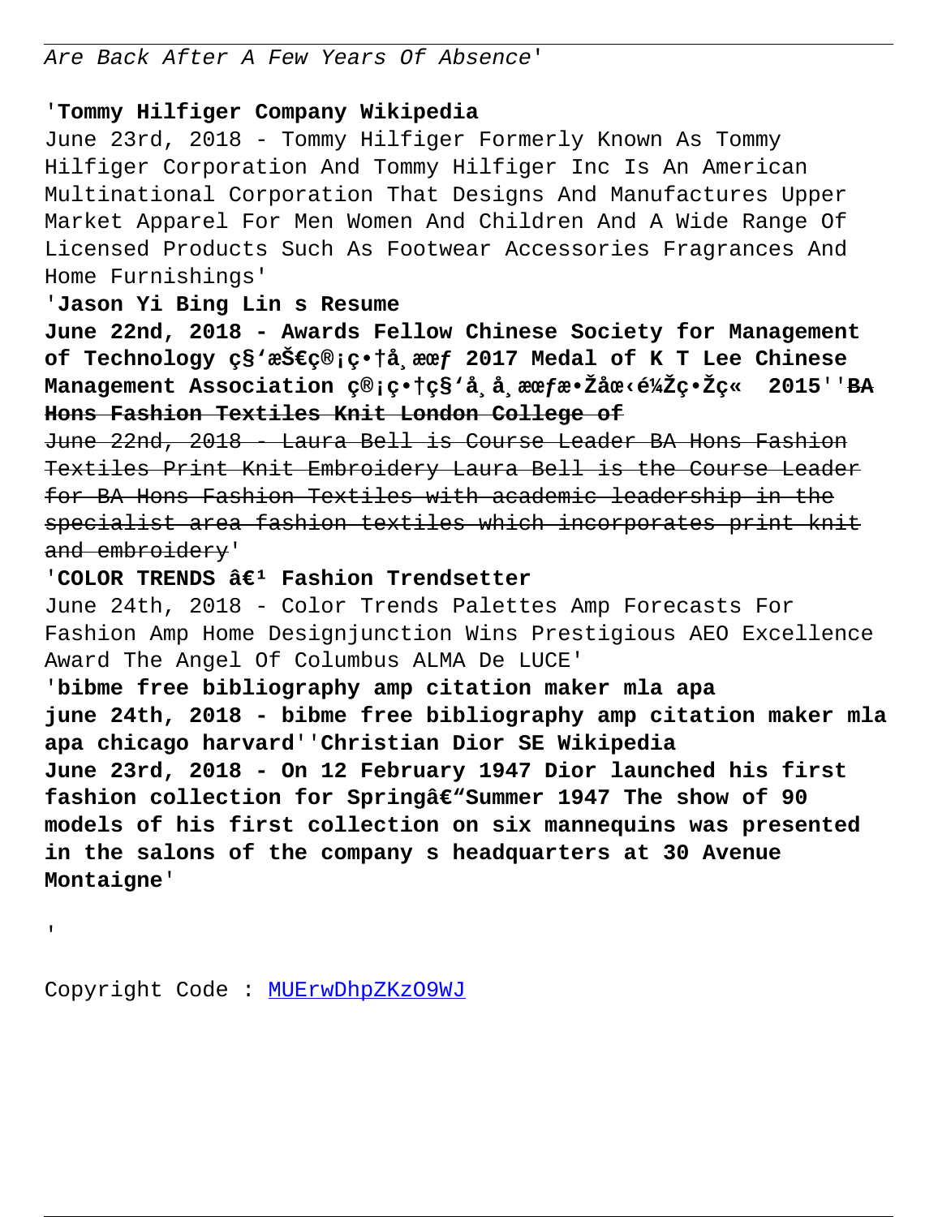Are Back After A Few Years Of Absence'

'**Tommy Hilfiger Company Wikipedia**

June 23rd, 2018 - Tommy Hilfiger Formerly Known As Tommy Hilfiger Corporation And Tommy Hilfiger Inc Is An American Multinational Corporation That Designs And Manufactures Upper Market Apparel For Men Women And Children And A Wide Range Of Licensed Products Such As Footwear Accessories Fragrances And Home Furnishings'

'**Jason Yi Bing Lin s Resume**

**June 22nd, 2018 - Awards Fellow Chinese Society for Management of Technology ç§'æŠ€ç®¡ç•†å¸æœƒ 2017 Medal of K T Lee Chinese Management Association ç®¡ç•†ç§'å¸å¸æœƒæ•Žåœ‹é¼Žç•Žç« 2015**''~~**BA Hons Fashion Textiles Knit London College of**~~

~~June 22nd, 2018 - Laura Bell is Course Leader BA Hons Fashion Textiles Print Knit Embroidery Laura Bell is the Course Leader for BA Hons Fashion Textiles with academic leadership in the specialist area fashion textiles which incorporates print knit and embroidery~~'

'**COLOR TRENDS â€¹ Fashion Trendsetter**

June 24th, 2018 - Color Trends Palettes Amp Forecasts For Fashion Amp Home Designjunction Wins Prestigious AEO Excellence Award The Angel Of Columbus ALMA De LUCE'

'**bibme free bibliography amp citation maker mla apa**

**june 24th, 2018 - bibme free bibliography amp citation maker mla apa chicago harvard**''**Christian Dior SE Wikipedia**

**June 23rd, 2018 - On 12 February 1947 Dior launched his first fashion collection for Springâ€"Summer 1947 The show of 90 models of his first collection on six mannequins was presented in the salons of the company s headquarters at 30 Avenue Montaigne**'

'

Copyright Code : MUErwDhpZKzO9WJ